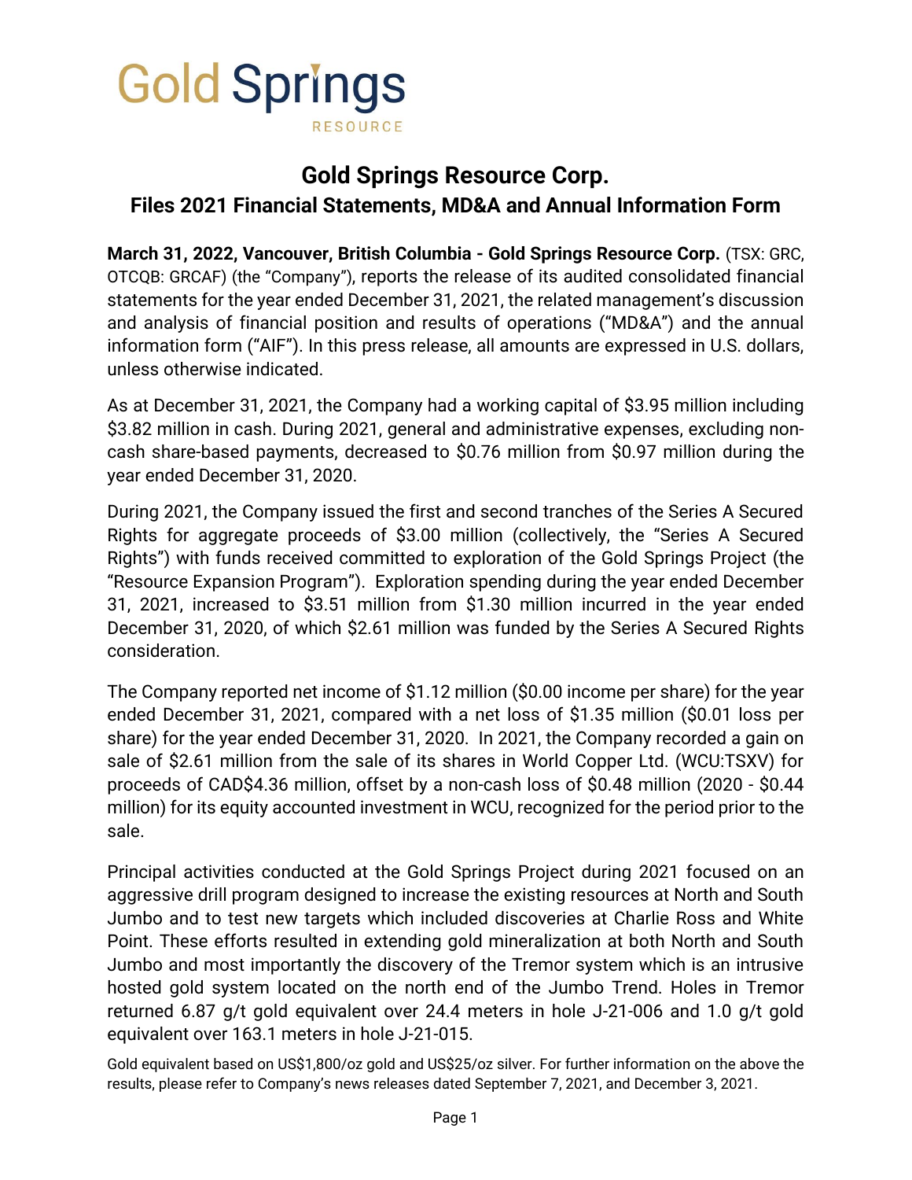Gold Springs RESOURCE

# Gold Springs Resource Corp.

## Files 2021 Financial Statements, MD&A and Annual Information Form

**March 31, 2022, Vancouver, British Columbia - Gold Springs Resource Corp.** (TSX: GRC, OTCQB: GRCAF) (the "Company"), reports the release of its audited consolidated financial statements for the year ended December 31, 2021, the related management's discussion and analysis of financial position and results of operations ("MD&A") and the annual information form ("AIF"). In this press release, all amounts are expressed in U.S. dollars, unless otherwise indicated.

As at December 31, 2021, the Company had a working capital of $3.95 million including $3.82 million in cash. During 2021, general and administrative expenses, excluding non-cash share-based payments, decreased to $0.76 million from $0.97 million during the year ended December 31, 2020.

During 2021, the Company issued the first and second tranches of the Series A Secured Rights for aggregate proceeds of $3.00 million (collectively, the "Series A Secured Rights") with funds received committed to exploration of the Gold Springs Project (the "Resource Expansion Program"). Exploration spending during the year ended December 31, 2021, increased to $3.51 million from $1.30 million incurred in the year ended December 31, 2020, of which $2.61 million was funded by the Series A Secured Rights consideration.

The Company reported net income of $1.12 million ($0.00 income per share) for the year ended December 31, 2021, compared with a net loss of $1.35 million ($0.01 loss per share) for the year ended December 31, 2020. In 2021, the Company recorded a gain on sale of $2.61 million from the sale of its shares in World Copper Ltd. (WCU:TSXV) for proceeds of CAD$4.36 million, offset by a non-cash loss of $0.48 million (2020 - $0.44 million) for its equity accounted investment in WCU, recognized for the period prior to the sale.

Principal activities conducted at the Gold Springs Project during 2021 focused on an aggressive drill program designed to increase the existing resources at North and South Jumbo and to test new targets which included discoveries at Charlie Ross and White Point. These efforts resulted in extending gold mineralization at both North and South Jumbo and most importantly the discovery of the Tremor system which is an intrusive hosted gold system located on the north end of the Jumbo Trend. Holes in Tremor returned 6.87 g/t gold equivalent over 24.4 meters in hole J-21-006 and 1.0 g/t gold equivalent over 163.1 meters in hole J-21-015.

Gold equivalent based on US$1,800/oz gold and US$25/oz silver. For further information on the above the results, please refer to Company's news releases dated September 7, 2021, and December 3, 2021.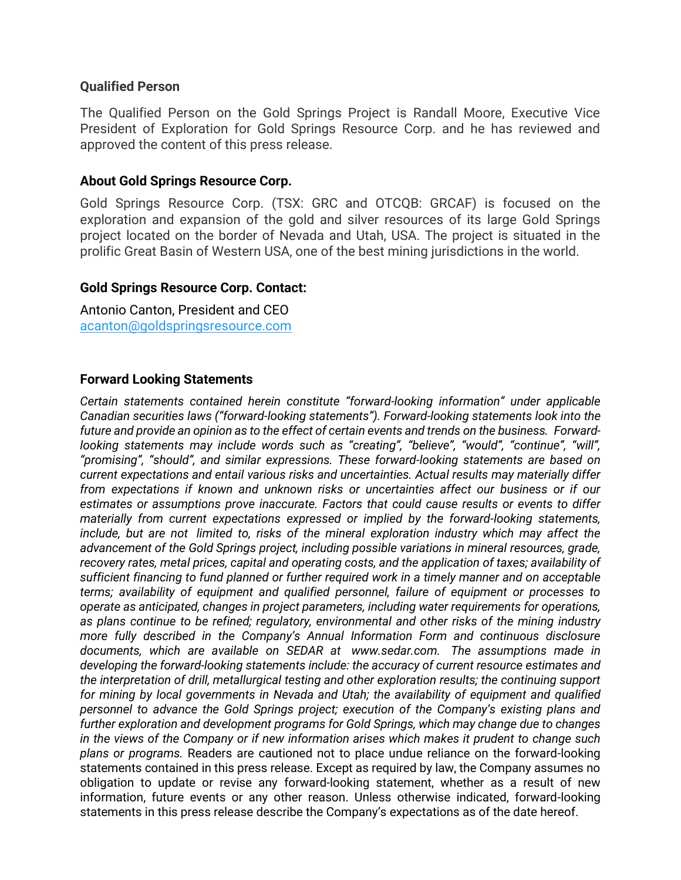### Qualified Person

The Qualified Person on the Gold Springs Project is Randall Moore, Executive Vice President of Exploration for Gold Springs Resource Corp. and he has reviewed and approved the content of this press release.

### About Gold Springs Resource Corp.

Gold Springs Resource Corp. (TSX: GRC and OTCQB: GRCAF) is focused on the exploration and expansion of the gold and silver resources of its large Gold Springs project located on the border of Nevada and Utah, USA. The project is situated in the prolific Great Basin of Western USA, one of the best mining jurisdictions in the world.

### Gold Springs Resource Corp. Contact:

Antonio Canton, President and CEO
[acanton@goldspringsresource.com](mailto:acanton@goldspringsresource.com)

### Forward Looking Statements

*Certain statements contained herein constitute "forward-looking information" under applicable Canadian securities laws ("forward-looking statements"). Forward-looking statements look into the future and provide an opinion as to the effect of certain events and trends on the business. Forward-looking statements may include words such as "creating", "believe", "would", "continue", "will", "promising", "should", and similar expressions. These forward-looking statements are based on current expectations and entail various risks and uncertainties. Actual results may materially differ from expectations if known and unknown risks or uncertainties affect our business or if our estimates or assumptions prove inaccurate. Factors that could cause results or events to differ materially from current expectations expressed or implied by the forward-looking statements, include, but are not limited to, risks of the mineral exploration industry which may affect the advancement of the Gold Springs project, including possible variations in mineral resources, grade, recovery rates, metal prices, capital and operating costs, and the application of taxes; availability of sufficient financing to fund planned or further required work in a timely manner and on acceptable terms; availability of equipment and qualified personnel, failure of equipment or processes to operate as anticipated, changes in project parameters, including water requirements for operations, as plans continue to be refined; regulatory, environmental and other risks of the mining industry more fully described in the Company's Annual Information Form and continuous disclosure documents, which are available on SEDAR at www.sedar.com. The assumptions made in developing the forward-looking statements include: the accuracy of current resource estimates and the interpretation of drill, metallurgical testing and other exploration results; the continuing support for mining by local governments in Nevada and Utah; the availability of equipment and qualified personnel to advance the Gold Springs project; execution of the Company's existing plans and further exploration and development programs for Gold Springs, which may change due to changes in the views of the Company or if new information arises which makes it prudent to change such plans or programs.* Readers are cautioned not to place undue reliance on the forward-looking statements contained in this press release. Except as required by law, the Company assumes no obligation to update or revise any forward-looking statement, whether as a result of new information, future events or any other reason. Unless otherwise indicated, forward-looking statements in this press release describe the Company's expectations as of the date hereof.